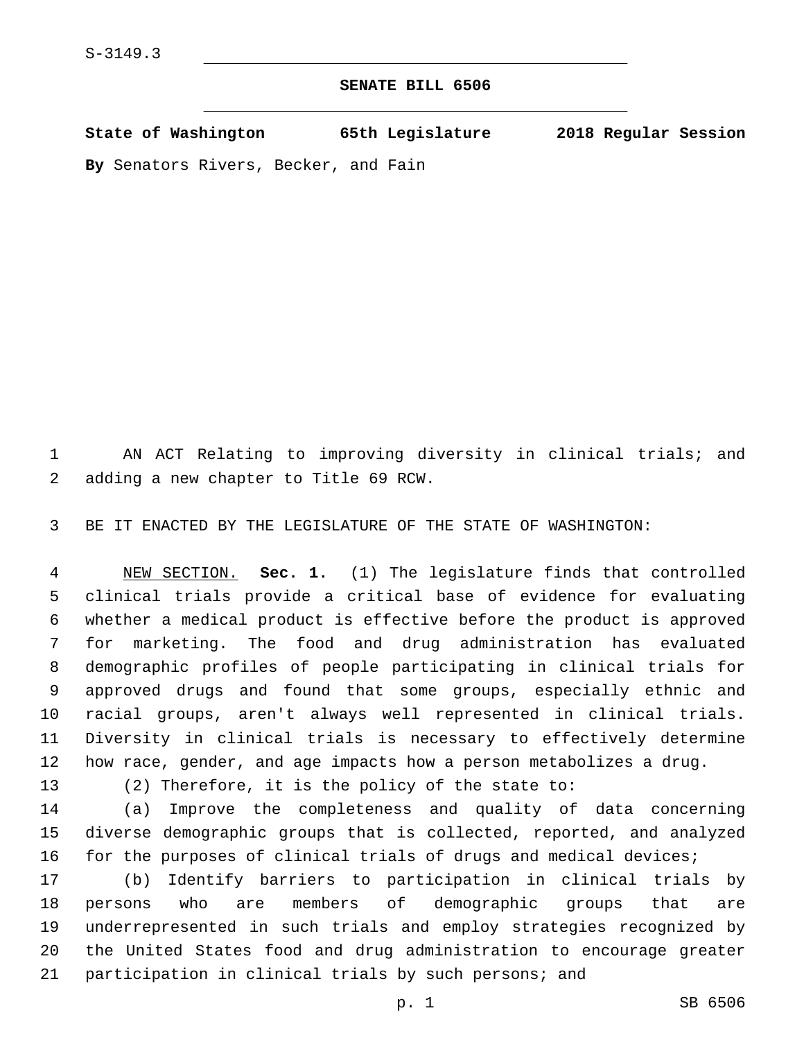S-3149.3

# SENATE BILL 6506

**State of Washington 65th Legislature 2018 Regular Session**

**By** Senators Rivers, Becker, and Fain

AN ACT Relating to improving diversity in clinical trials; and adding a new chapter to Title 69 RCW.

BE IT ENACTED BY THE LEGISLATURE OF THE STATE OF WASHINGTON:

NEW SECTION. **Sec. 1.** (1) The legislature finds that controlled clinical trials provide a critical base of evidence for evaluating whether a medical product is effective before the product is approved for marketing. The food and drug administration has evaluated demographic profiles of people participating in clinical trials for approved drugs and found that some groups, especially ethnic and racial groups, aren't always well represented in clinical trials. Diversity in clinical trials is necessary to effectively determine how race, gender, and age impacts how a person metabolizes a drug.

(2) Therefore, it is the policy of the state to:

(a) Improve the completeness and quality of data concerning diverse demographic groups that is collected, reported, and analyzed for the purposes of clinical trials of drugs and medical devices;

(b) Identify barriers to participation in clinical trials by persons who are members of demographic groups that are underrepresented in such trials and employ strategies recognized by the United States food and drug administration to encourage greater participation in clinical trials by such persons; and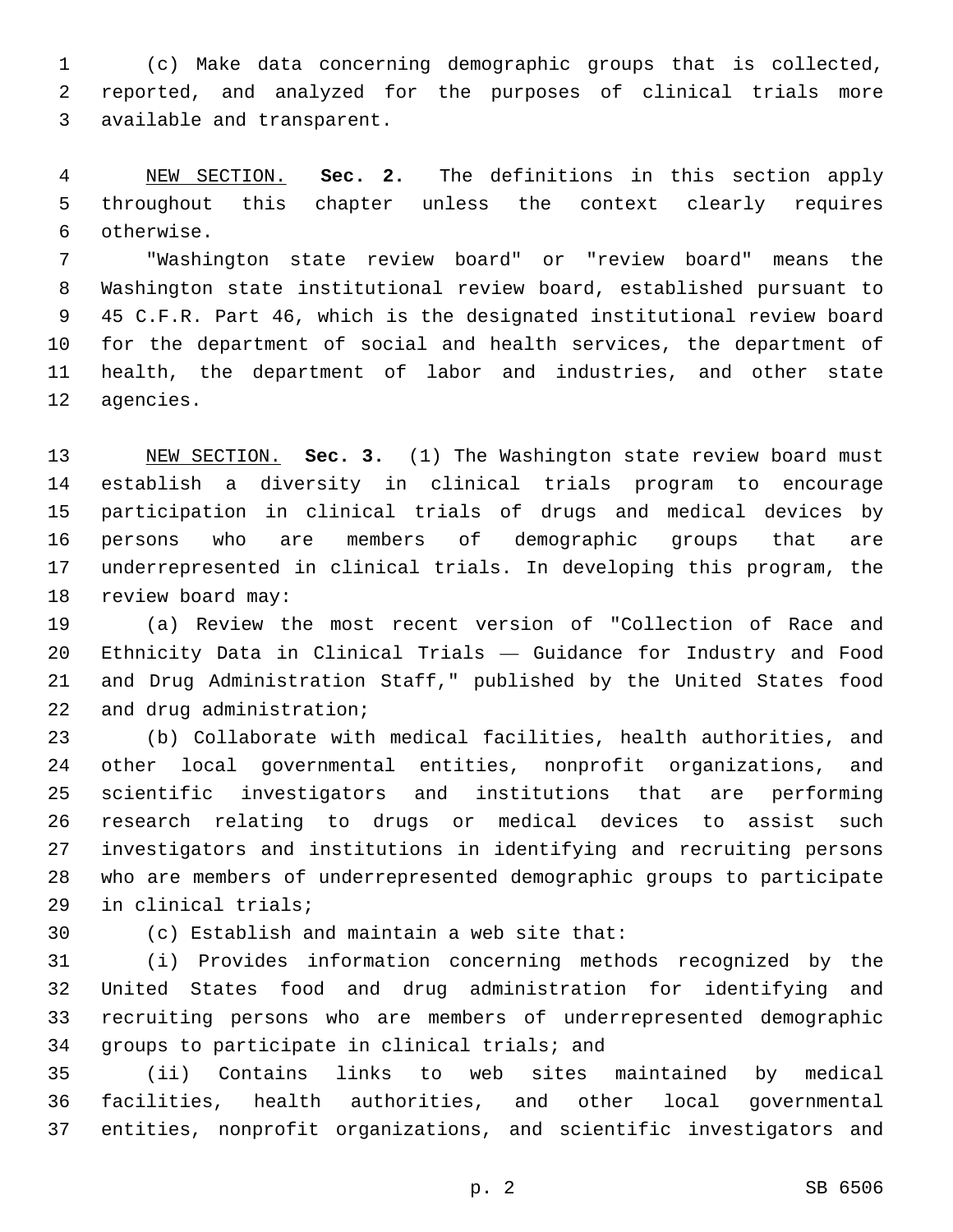(c) Make data concerning demographic groups that is collected, reported, and analyzed for the purposes of clinical trials more available and transparent.

NEW SECTION. **Sec. 2.** The definitions in this section apply throughout this chapter unless the context clearly requires otherwise.

"Washington state review board" or "review board" means the Washington state institutional review board, established pursuant to 45 C.F.R. Part 46, which is the designated institutional review board for the department of social and health services, the department of health, the department of labor and industries, and other state agencies.

NEW SECTION. **Sec. 3.** (1) The Washington state review board must establish a diversity in clinical trials program to encourage participation in clinical trials of drugs and medical devices by persons who are members of demographic groups that are underrepresented in clinical trials. In developing this program, the review board may:

(a) Review the most recent version of "Collection of Race and Ethnicity Data in Clinical Trials — Guidance for Industry and Food and Drug Administration Staff," published by the United States food and drug administration;

(b) Collaborate with medical facilities, health authorities, and other local governmental entities, nonprofit organizations, and scientific investigators and institutions that are performing research relating to drugs or medical devices to assist such investigators and institutions in identifying and recruiting persons who are members of underrepresented demographic groups to participate in clinical trials;

(c) Establish and maintain a web site that:

(i) Provides information concerning methods recognized by the United States food and drug administration for identifying and recruiting persons who are members of underrepresented demographic groups to participate in clinical trials; and

(ii) Contains links to web sites maintained by medical facilities, health authorities, and other local governmental entities, nonprofit organizations, and scientific investigators and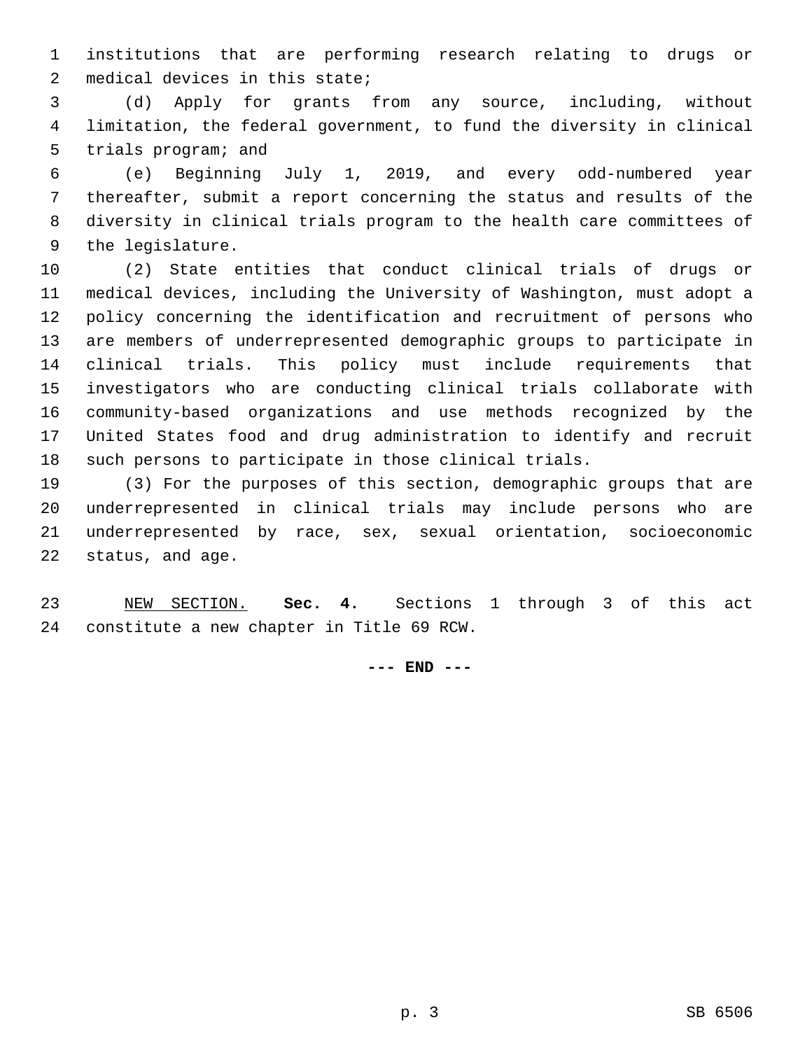institutions that are performing research relating to drugs or medical devices in this state;

(d) Apply for grants from any source, including, without limitation, the federal government, to fund the diversity in clinical trials program; and

(e) Beginning July 1, 2019, and every odd-numbered year thereafter, submit a report concerning the status and results of the diversity in clinical trials program to the health care committees of the legislature.

(2) State entities that conduct clinical trials of drugs or medical devices, including the University of Washington, must adopt a policy concerning the identification and recruitment of persons who are members of underrepresented demographic groups to participate in clinical trials. This policy must include requirements that investigators who are conducting clinical trials collaborate with community-based organizations and use methods recognized by the United States food and drug administration to identify and recruit such persons to participate in those clinical trials.

(3) For the purposes of this section, demographic groups that are underrepresented in clinical trials may include persons who are underrepresented by race, sex, sexual orientation, socioeconomic status, and age.

NEW SECTION. **Sec. 4.** Sections 1 through 3 of this act constitute a new chapter in Title 69 RCW.

**--- END ---**